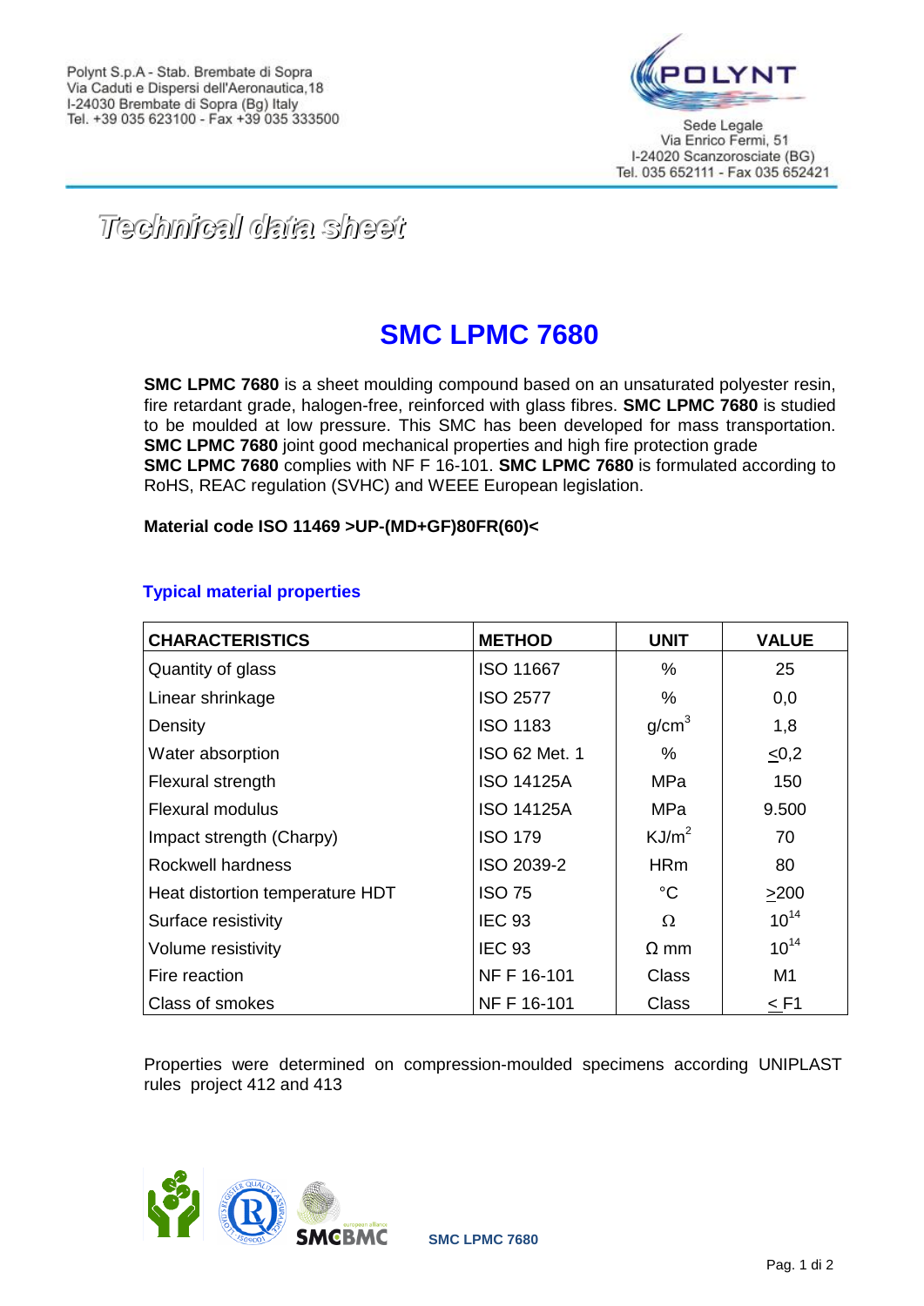Polynt S.p.A - Stab. Brembate di Sopra
Via Caduti e Dispersi dell'Aeronautica,18
I-24030 Brembate di Sopra (Bg) Italy
Tel. +39 035 623100 - Fax +39 035 333500

Sede Legale
Via Enrico Fermi, 51
I-24020 Scanzorosciate (BG)
Tel. 035 652111 - Fax 035 652421

*Technical data sheet*

# SMC LPMC 7680

**SMC LPMC 7680** is a sheet moulding compound based on an unsaturated polyester resin, fire retardant grade, halogen-free, reinforced with glass fibres. **SMC LPMC 7680** is studied to be moulded at low pressure. This SMC has been developed for mass transportation. **SMC LPMC 7680** joint good mechanical properties and high fire protection grade
**SMC LPMC 7680** complies with NF F 16-101. **SMC LPMC 7680** is formulated according to RoHS, REAC regulation (SVHC) and WEEE European legislation.

**Material code ISO 11469 >UP-(MD+GF)80FR(60)<**

## Typical material properties

| CHARACTERISTICS | METHOD | UNIT | VALUE |
|---|---|---|---|
| Quantity of glass | ISO 11667 | % | 25 |
| Linear shrinkage | ISO 2577 | % | 0,0 |
| Density | ISO 1183 | $g/cm^3$ | 1,8 |
| Water absorption | ISO 62 Met. 1 | % | ≤0,2 |
| Flexural strength | ISO 14125A | MPa | 150 |
| Flexural modulus | ISO 14125A | MPa | 9.500 |
| Impact strength (Charpy) | ISO 179 | $KJ/m^2$ | 70 |
| Rockwell hardness | ISO 2039-2 | HRm | 80 |
| Heat distortion temperature HDT | ISO 75 | °C | ≥200 |
| Surface resistivity | IEC 93 | Ω | $10^{14}$ |
| Volume resistivity | IEC 93 | Ω mm | $10^{14}$ |
| Fire reaction | NF F 16-101 | Class | M1 |
| Class of smokes | NF F 16-101 | Class | ≤ F1 |

Properties were determined on compression-moulded specimens according UNIPLAST rules project 412 and 413

SMC LPMC 7680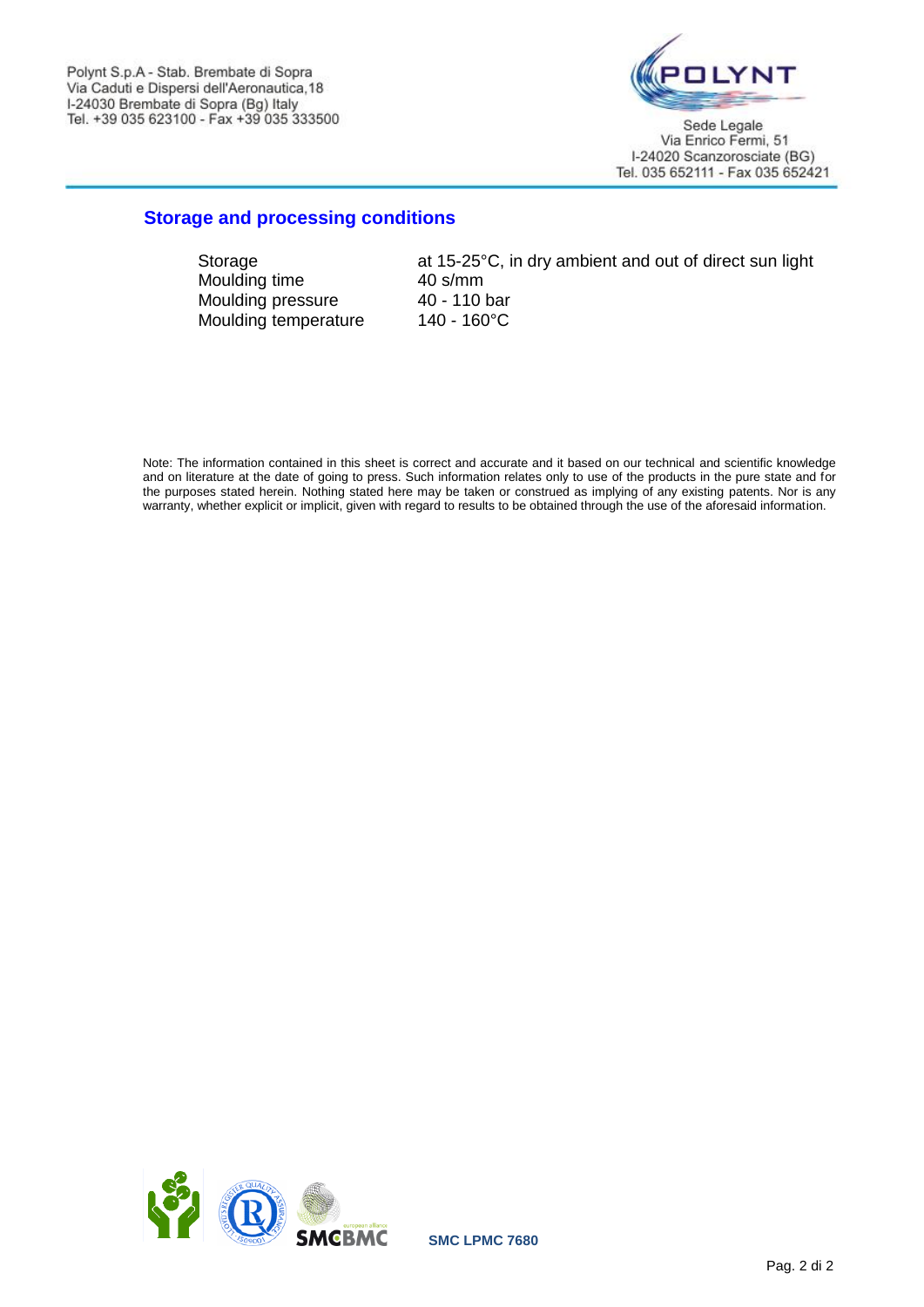## Storage and processing conditions

| | |
|---|---|
| Storage | at 15-25°C, in dry ambient and out of direct sun light |
| Moulding time | 40 s/mm |
| Moulding pressure | 40 - 110 bar |
| Moulding temperature | 140 - 160°C |

Note: The information contained in this sheet is correct and accurate and it based on our technical and scientific knowledge and on literature at the date of going to press. Such information relates only to use of the products in the pure state and for the purposes stated herein. Nothing stated here may be taken or construed as implying of any existing patents. Nor is any warranty, whether explicit or implicit, given with regard to results to be obtained through the use of the aforesaid information.